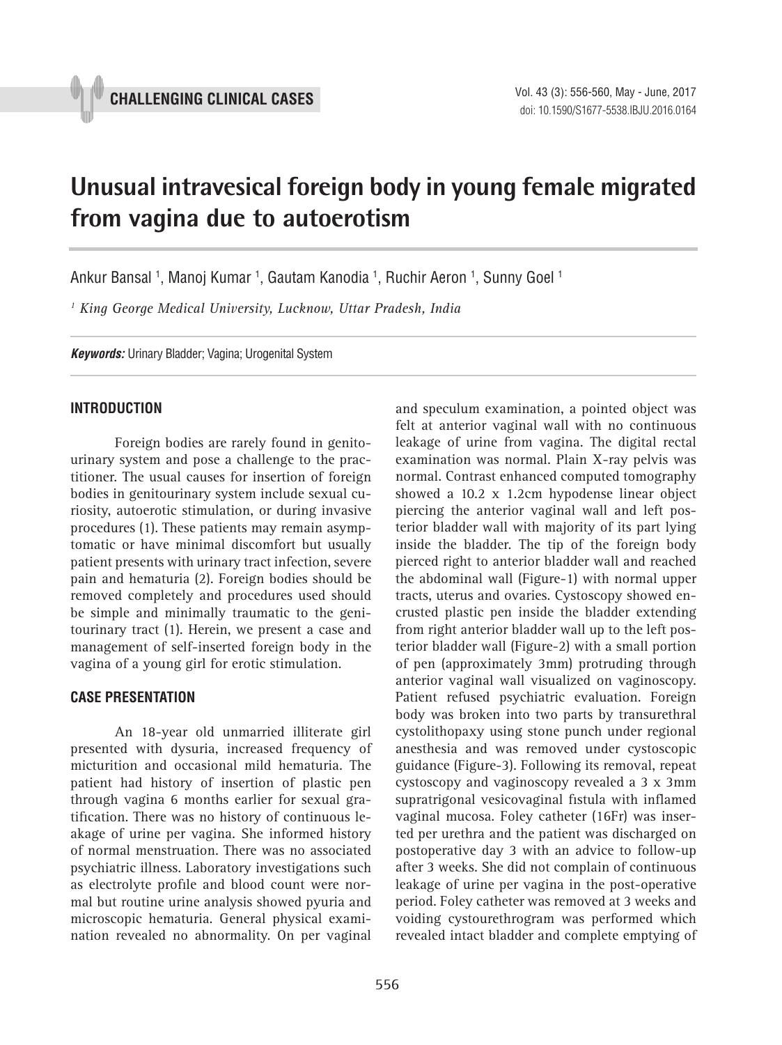CHALLENGING CLINICAL CASES

# Unusual intravesical foreign body in young female migrated from vagina due to autoerotism

Ankur Bansal [1], Manoj Kumar [1], Gautam Kanodia [1], Ruchir Aeron [1], Sunny Goel [1]

[1] *King George Medical University, Lucknow, Uttar Pradesh, India*

***Keywords:*** Urinary Bladder; Vagina; Urogenital System

## INTRODUCTION

Foreign bodies are rarely found in genitourinary system and pose a challenge to the practitioner. The usual causes for insertion of foreign bodies in genitourinary system include sexual curiosity, autoerotic stimulation, or during invasive procedures (1). These patients may remain asymptomatic or have minimal discomfort but usually patient presents with urinary tract infection, severe pain and hematuria (2). Foreign bodies should be removed completely and procedures used should be simple and minimally traumatic to the genitourinary tract (1). Herein, we present a case and management of self-inserted foreign body in the vagina of a young girl for erotic stimulation.

## CASE PRESENTATION

An 18-year old unmarried illiterate girl presented with dysuria, increased frequency of micturition and occasional mild hematuria. The patient had history of insertion of plastic pen through vagina 6 months earlier for sexual gratification. There was no history of continuous leakage of urine per vagina. She informed history of normal menstruation. There was no associated psychiatric illness. Laboratory investigations such as electrolyte profile and blood count were normal but routine urine analysis showed pyuria and microscopic hematuria. General physical examination revealed no abnormality. On per vaginal and speculum examination, a pointed object was felt at anterior vaginal wall with no continuous leakage of urine from vagina. The digital rectal examination was normal. Plain X-ray pelvis was normal. Contrast enhanced computed tomography showed a 10.2 x 1.2cm hypodense linear object piercing the anterior vaginal wall and left posterior bladder wall with majority of its part lying inside the bladder. The tip of the foreign body pierced right to anterior bladder wall and reached the abdominal wall (Figure-1) with normal upper tracts, uterus and ovaries. Cystoscopy showed encrusted plastic pen inside the bladder extending from right anterior bladder wall up to the left posterior bladder wall (Figure-2) with a small portion of pen (approximately 3mm) protruding through anterior vaginal wall visualized on vaginoscopy. Patient refused psychiatric evaluation. Foreign body was broken into two parts by transurethral cystolithopaxy using stone punch under regional anesthesia and was removed under cystoscopic guidance (Figure-3). Following its removal, repeat cystoscopy and vaginoscopy revealed a 3 x 3mm supratrigonal vesicovaginal fistula with inflamed vaginal mucosa. Foley catheter (16Fr) was inserted per urethra and the patient was discharged on postoperative day 3 with an advice to follow-up after 3 weeks. She did not complain of continuous leakage of urine per vagina in the post-operative period. Foley catheter was removed at 3 weeks and voiding cystourethrogram was performed which revealed intact bladder and complete emptying of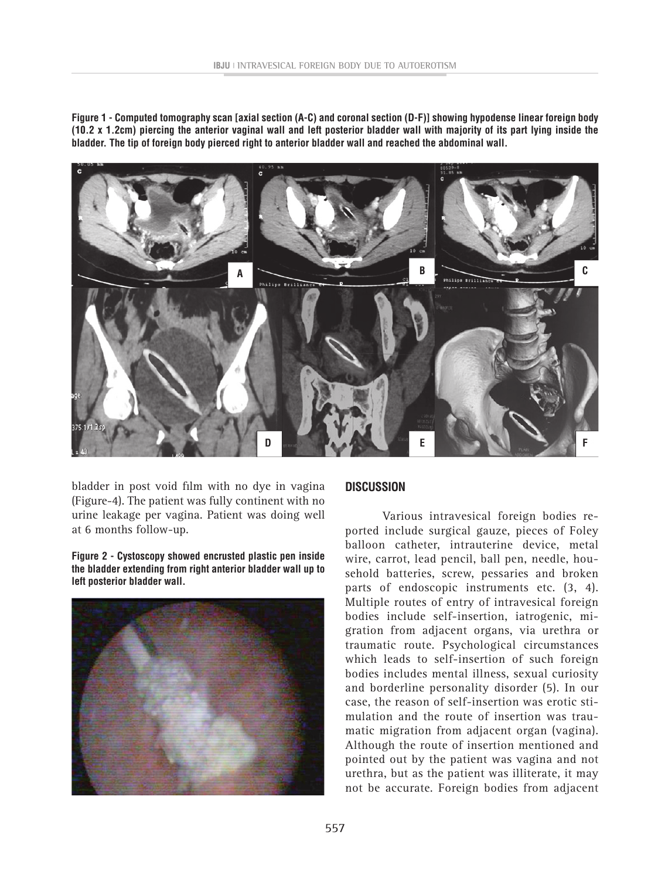**Figure 1 - Computed tomography scan [axial section (A-C) and coronal section (D-F)] showing hypodense linear foreign body (10.2 x 1.2cm) piercing the anterior vaginal wall and left posterior bladder wall with majority of its part lying inside the bladder. The tip of foreign body pierced right to anterior bladder wall and reached the abdominal wall.**

bladder in post void film with no dye in vagina (Figure-4). The patient was fully continent with no urine leakage per vagina. Patient was doing well at 6 months follow-up.

**Figure 2 - Cystoscopy showed encrusted plastic pen inside the bladder extending from right anterior bladder wall up to left posterior bladder wall.**

## DISCUSSION

Various intravesical foreign bodies reported include surgical gauze, pieces of Foley balloon catheter, intrauterine device, metal wire, carrot, lead pencil, ball pen, needle, household batteries, screw, pessaries and broken parts of endoscopic instruments etc. (3, 4). Multiple routes of entry of intravesical foreign bodies include self-insertion, iatrogenic, migration from adjacent organs, via urethra or traumatic route. Psychological circumstances which leads to self-insertion of such foreign bodies includes mental illness, sexual curiosity and borderline personality disorder (5). In our case, the reason of self-insertion was erotic stimulation and the route of insertion was traumatic migration from adjacent organ (vagina). Although the route of insertion mentioned and pointed out by the patient was vagina and not urethra, but as the patient was illiterate, it may not be accurate. Foreign bodies from adjacent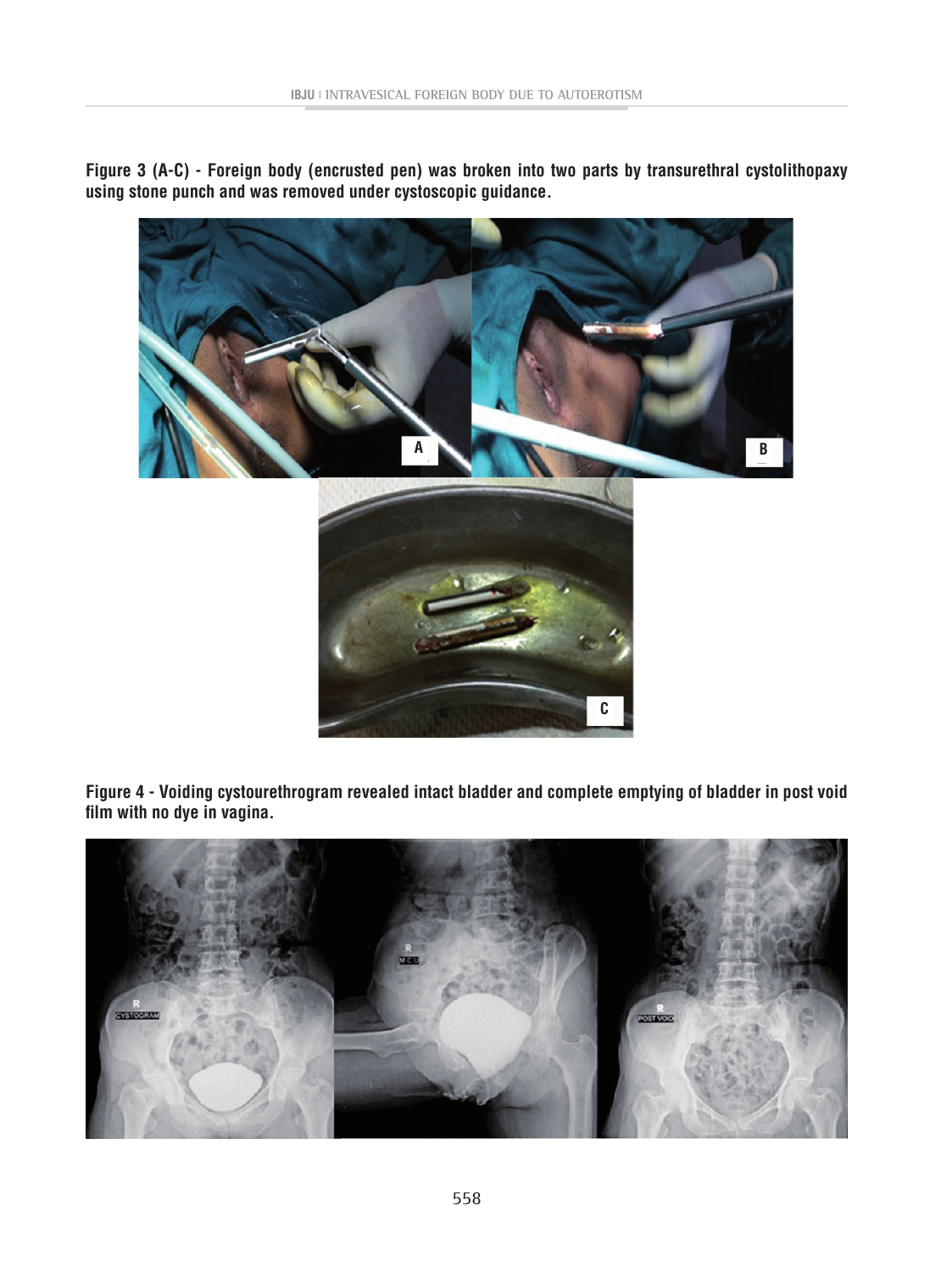**Figure 3 (A-C) - Foreign body (encrusted pen) was broken into two parts by transurethral cystolithopaxy using stone punch and was removed under cystoscopic guidance.**

**Figure 4 - Voiding cystourethrogram revealed intact bladder and complete emptying of bladder in post void film with no dye in vagina.**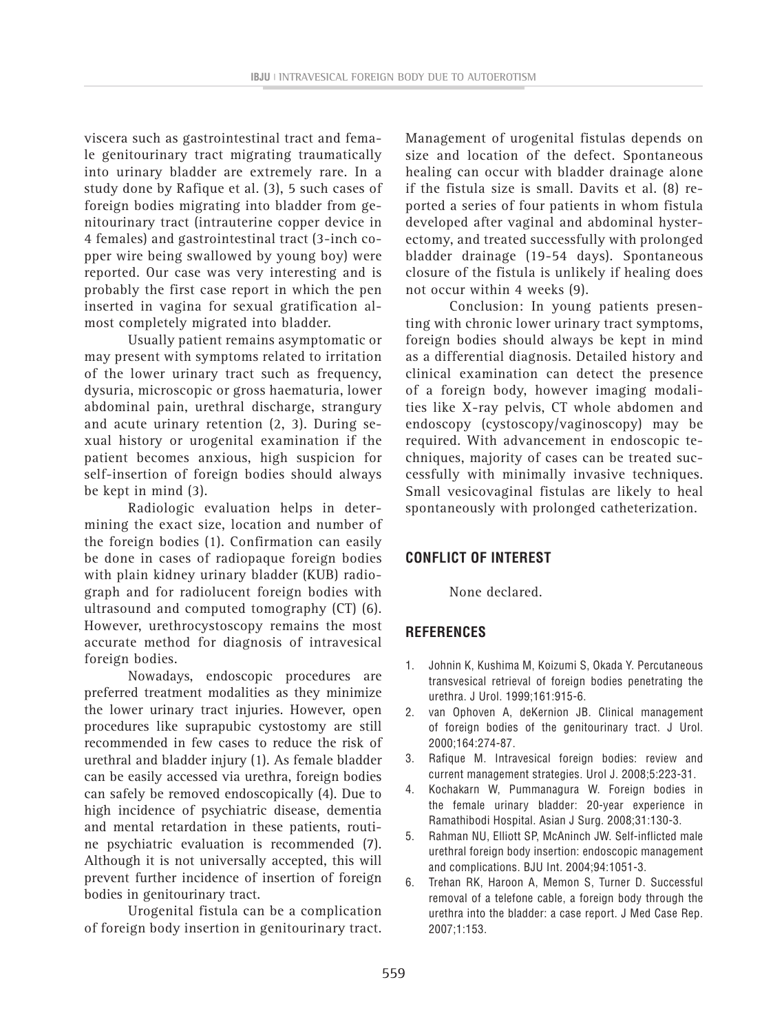viscera such as gastrointestinal tract and female genitourinary tract migrating traumatically into urinary bladder are extremely rare. In a study done by Rafique et al. (3), 5 such cases of foreign bodies migrating into bladder from genitourinary tract (intrauterine copper device in 4 females) and gastrointestinal tract (3-inch copper wire being swallowed by young boy) were reported. Our case was very interesting and is probably the first case report in which the pen inserted in vagina for sexual gratification almost completely migrated into bladder.

Usually patient remains asymptomatic or may present with symptoms related to irritation of the lower urinary tract such as frequency, dysuria, microscopic or gross haematuria, lower abdominal pain, urethral discharge, strangury and acute urinary retention (2, 3). During sexual history or urogenital examination if the patient becomes anxious, high suspicion for self-insertion of foreign bodies should always be kept in mind (3).

Radiologic evaluation helps in determining the exact size, location and number of the foreign bodies (1). Confirmation can easily be done in cases of radiopaque foreign bodies with plain kidney urinary bladder (KUB) radiograph and for radiolucent foreign bodies with ultrasound and computed tomography (CT) (6). However, urethrocystoscopy remains the most accurate method for diagnosis of intravesical foreign bodies.

Nowadays, endoscopic procedures are preferred treatment modalities as they minimize the lower urinary tract injuries. However, open procedures like suprapubic cystostomy are still recommended in few cases to reduce the risk of urethral and bladder injury (1). As female bladder can be easily accessed via urethra, foreign bodies can safely be removed endoscopically (4). Due to high incidence of psychiatric disease, dementia and mental retardation in these patients, routine psychiatric evaluation is recommended (7). Although it is not universally accepted, this will prevent further incidence of insertion of foreign bodies in genitourinary tract.

Urogenital fistula can be a complication of foreign body insertion in genitourinary tract. Management of urogenital fistulas depends on size and location of the defect. Spontaneous healing can occur with bladder drainage alone if the fistula size is small. Davits et al. (8) reported a series of four patients in whom fistula developed after vaginal and abdominal hysterectomy, and treated successfully with prolonged bladder drainage (19-54 days). Spontaneous closure of the fistula is unlikely if healing does not occur within 4 weeks (9).

Conclusion: In young patients presenting with chronic lower urinary tract symptoms, foreign bodies should always be kept in mind as a differential diagnosis. Detailed history and clinical examination can detect the presence of a foreign body, however imaging modalities like X-ray pelvis, CT whole abdomen and endoscopy (cystoscopy/vaginoscopy) may be required. With advancement in endoscopic techniques, majority of cases can be treated successfully with minimally invasive techniques. Small vesicovaginal fistulas are likely to heal spontaneously with prolonged catheterization.

## CONFLICT OF INTEREST

None declared.

## REFERENCES

1. Johnin K, Kushima M, Koizumi S, Okada Y. Percutaneous transvesical retrieval of foreign bodies penetrating the urethra. J Urol. 1999;161:915-6.
2. van Ophoven A, deKernion JB. Clinical management of foreign bodies of the genitourinary tract. J Urol. 2000;164:274-87.
3. Rafique M. Intravesical foreign bodies: review and current management strategies. Urol J. 2008;5:223-31.
4. Kochakarn W, Pummanagura W. Foreign bodies in the female urinary bladder: 20-year experience in Ramathibodi Hospital. Asian J Surg. 2008;31:130-3.
5. Rahman NU, Elliott SP, McAninch JW. Self-inflicted male urethral foreign body insertion: endoscopic management and complications. BJU Int. 2004;94:1051-3.
6. Trehan RK, Haroon A, Memon S, Turner D. Successful removal of a telefone cable, a foreign body through the urethra into the bladder: a case report. J Med Case Rep. 2007;1:153.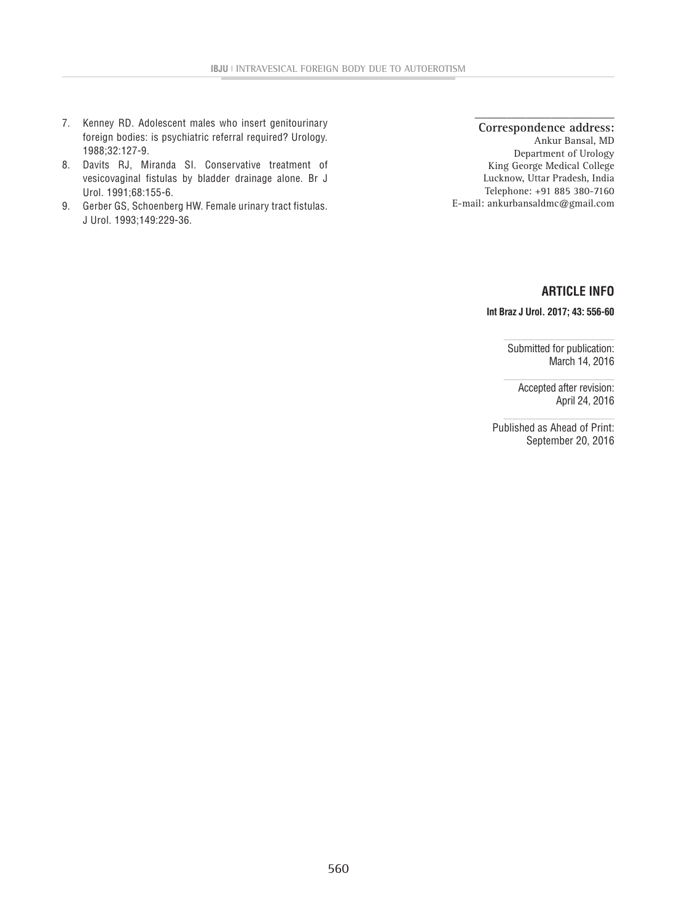7. Kenney RD. Adolescent males who insert genitourinary foreign bodies: is psychiatric referral required? Urology. 1988;32:127-9.
8. Davits RJ, Miranda SI. Conservative treatment of vesicovaginal fistulas by bladder drainage alone. Br J Urol. 1991;68:155-6.
9. Gerber GS, Schoenberg HW. Female urinary tract fistulas. J Urol. 1993;149:229-36.

**Correspondence address:**
Ankur Bansal, MD
Department of Urology
King George Medical College
Lucknow, Uttar Pradesh, India
Telephone: +91 885 380-7160
E-mail: ankurbansaldmc@gmail.com

## ARTICLE INFO

**Int Braz J Urol. 2017; 43: 556-60**

Submitted for publication:
March 14, 2016

Accepted after revision:
April 24, 2016

Published as Ahead of Print:
September 20, 2016